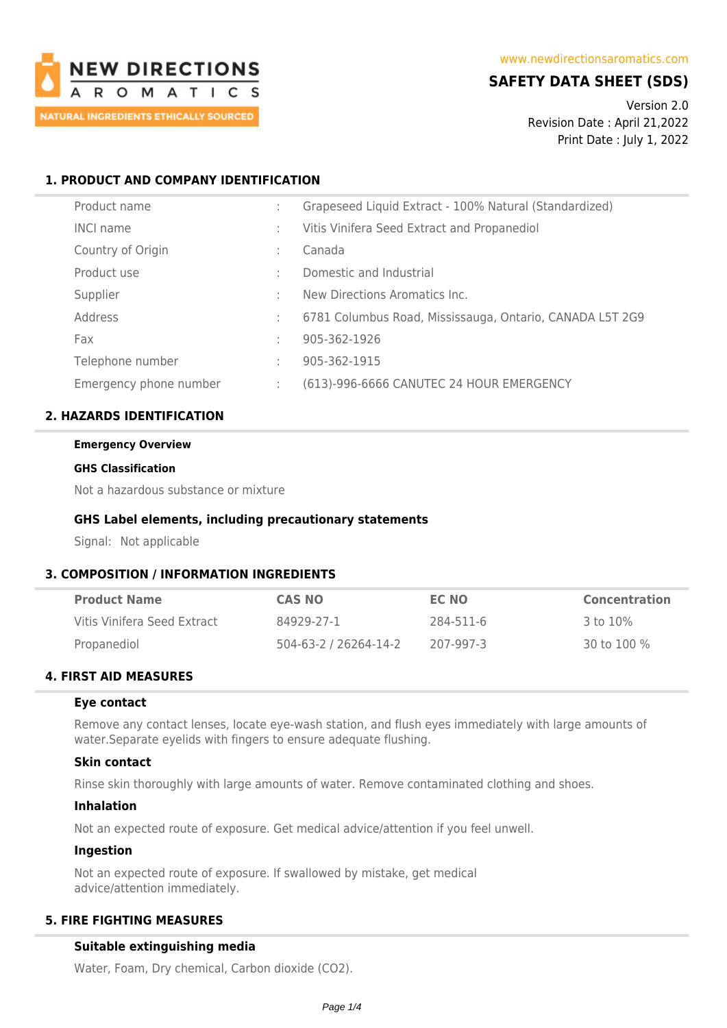**NEW DIRECTIONS AROMATICS**

NATURAL INGREDIENTS ETHICALLY SOURCED

www.newdirectionsaromatics.com

# SAFETY DATA SHEET (SDS)

Version 2.0
Revision Date : April 21,2022
Print Date : July 1, 2022

## 1. PRODUCT AND COMPANY IDENTIFICATION

| | | |
|---|---|---|
| Product name | : | Grapeseed Liquid Extract - 100% Natural (Standardized) |
| INCI name | : | Vitis Vinifera Seed Extract and Propanediol |
| Country of Origin | : | Canada |
| Product use | : | Domestic and Industrial |
| Supplier | : | New Directions Aromatics Inc. |
| Address | : | 6781 Columbus Road, Mississauga, Ontario, CANADA L5T 2G9 |
| Fax | : | 905-362-1926 |
| Telephone number | : | 905-362-1915 |
| Emergency phone number | : | (613)-996-6666 CANUTEC 24 HOUR EMERGENCY |

## 2. HAZARDS IDENTIFICATION

**Emergency Overview**

**GHS Classification**

Not a hazardous substance or mixture

### GHS Label elements, including precautionary statements

Signal: Not applicable

## 3. COMPOSITION / INFORMATION INGREDIENTS

| Product Name | CAS NO | EC NO | Concentration |
|---|---|---|---|
| Vitis Vinifera Seed Extract | 84929-27-1 | 284-511-6 | 3 to 10% |
| Propanediol | 504-63-2 / 26264-14-2 | 207-997-3 | 30 to 100 % |

## 4. FIRST AID MEASURES

### Eye contact

Remove any contact lenses, locate eye-wash station, and flush eyes immediately with large amounts of water.Separate eyelids with fingers to ensure adequate flushing.

### Skin contact

Rinse skin thoroughly with large amounts of water. Remove contaminated clothing and shoes.

### Inhalation

Not an expected route of exposure. Get medical advice/attention if you feel unwell.

### Ingestion

Not an expected route of exposure. If swallowed by mistake, get medical advice/attention immediately.

## 5. FIRE FIGHTING MEASURES

### Suitable extinguishing media

Water, Foam, Dry chemical, Carbon dioxide ($CO_2$).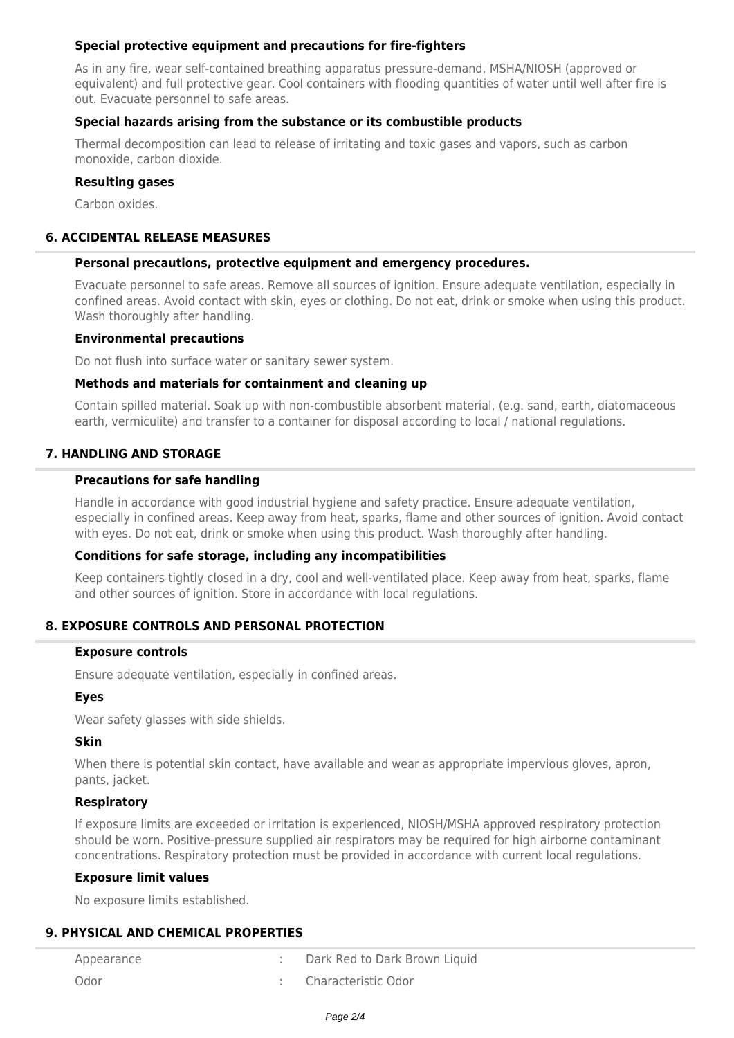### Special protective equipment and precautions for fire-fighters

As in any fire, wear self-contained breathing apparatus pressure-demand, MSHA/NIOSH (approved or equivalent) and full protective gear. Cool containers with flooding quantities of water until well after fire is out. Evacuate personnel to safe areas.

### Special hazards arising from the substance or its combustible products

Thermal decomposition can lead to release of irritating and toxic gases and vapors, such as carbon monoxide, carbon dioxide.

### Resulting gases

Carbon oxides.

## 6. ACCIDENTAL RELEASE MEASURES

### Personal precautions, protective equipment and emergency procedures.

Evacuate personnel to safe areas. Remove all sources of ignition. Ensure adequate ventilation, especially in confined areas. Avoid contact with skin, eyes or clothing. Do not eat, drink or smoke when using this product. Wash thoroughly after handling.

### Environmental precautions

Do not flush into surface water or sanitary sewer system.

### Methods and materials for containment and cleaning up

Contain spilled material. Soak up with non-combustible absorbent material, (e.g. sand, earth, diatomaceous earth, vermiculite) and transfer to a container for disposal according to local / national regulations.

## 7. HANDLING AND STORAGE

### Precautions for safe handling

Handle in accordance with good industrial hygiene and safety practice. Ensure adequate ventilation, especially in confined areas. Keep away from heat, sparks, flame and other sources of ignition. Avoid contact with eyes. Do not eat, drink or smoke when using this product. Wash thoroughly after handling.

### Conditions for safe storage, including any incompatibilities

Keep containers tightly closed in a dry, cool and well-ventilated place. Keep away from heat, sparks, flame and other sources of ignition. Store in accordance with local regulations.

## 8. EXPOSURE CONTROLS AND PERSONAL PROTECTION

### Exposure controls

Ensure adequate ventilation, especially in confined areas.

### Eyes

Wear safety glasses with side shields.

### Skin

When there is potential skin contact, have available and wear as appropriate impervious gloves, apron, pants, jacket.

### Respiratory

If exposure limits are exceeded or irritation is experienced, NIOSH/MSHA approved respiratory protection should be worn. Positive-pressure supplied air respirators may be required for high airborne contaminant concentrations. Respiratory protection must be provided in accordance with current local regulations.

### Exposure limit values

No exposure limits established.

## 9. PHYSICAL AND CHEMICAL PROPERTIES

| | | |
|---|---|---|
| Appearance | : | Dark Red to Dark Brown Liquid |
| Odor | : | Characteristic Odor |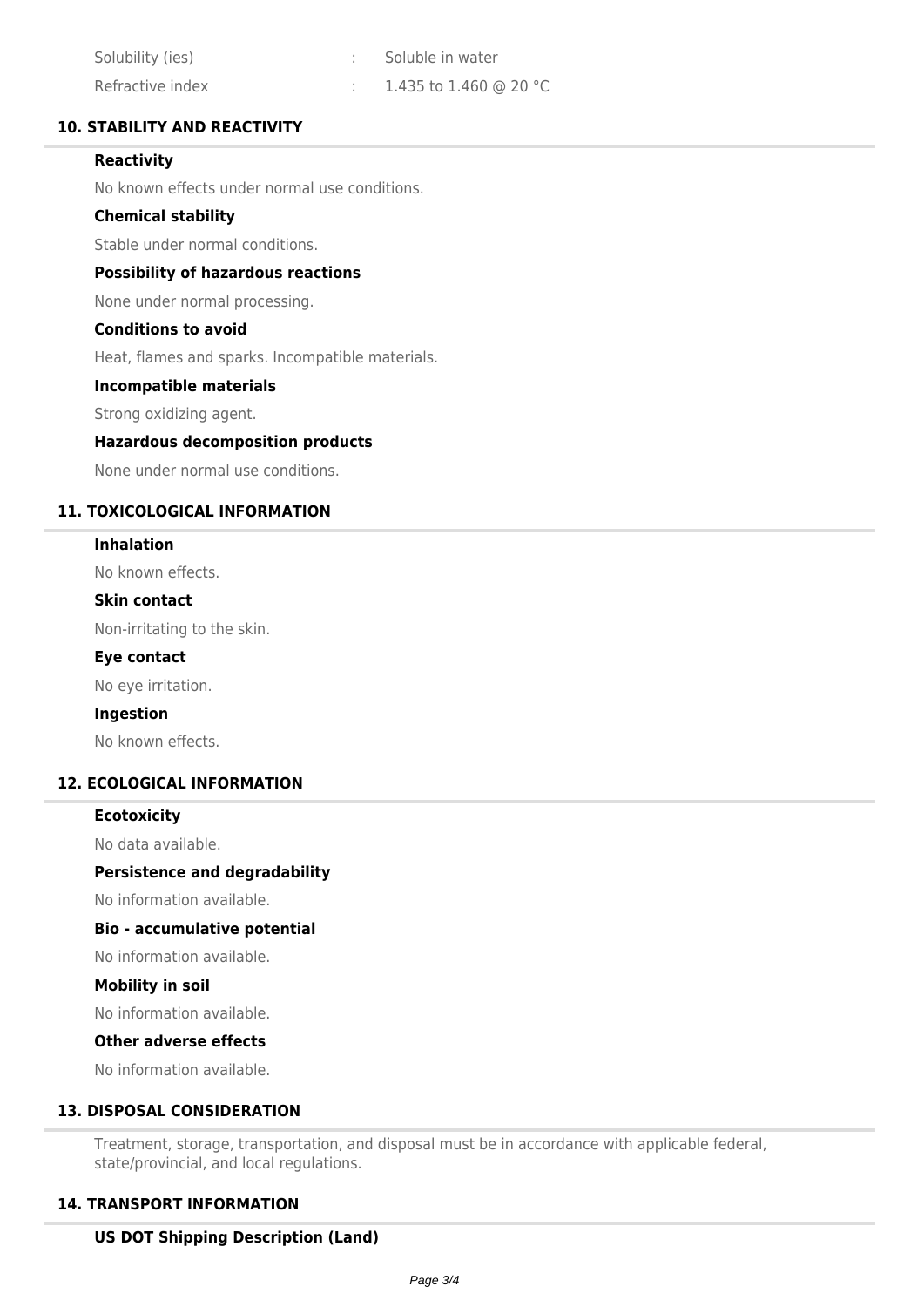| | | |
|---|---|---|
| Solubility (ies) | : | Soluble in water |
| Refractive index | : | 1.435 to 1.460 @ 20 °C |

## 10. STABILITY AND REACTIVITY

**Reactivity**

No known effects under normal use conditions.

**Chemical stability**

Stable under normal conditions.

**Possibility of hazardous reactions**

None under normal processing.

**Conditions to avoid**

Heat, flames and sparks. Incompatible materials.

**Incompatible materials**

Strong oxidizing agent.

**Hazardous decomposition products**

None under normal use conditions.

## 11. TOXICOLOGICAL INFORMATION

**Inhalation**

No known effects.

**Skin contact**

Non-irritating to the skin.

**Eye contact**

No eye irritation.

**Ingestion**

No known effects.

## 12. ECOLOGICAL INFORMATION

**Ecotoxicity**

No data available.

**Persistence and degradability**

No information available.

**Bio - accumulative potential**

No information available.

**Mobility in soil**

No information available.

**Other adverse effects**

No information available.

## 13. DISPOSAL CONSIDERATION

Treatment, storage, transportation, and disposal must be in accordance with applicable federal, state/provincial, and local regulations.

## 14. TRANSPORT INFORMATION

**US DOT Shipping Description (Land)**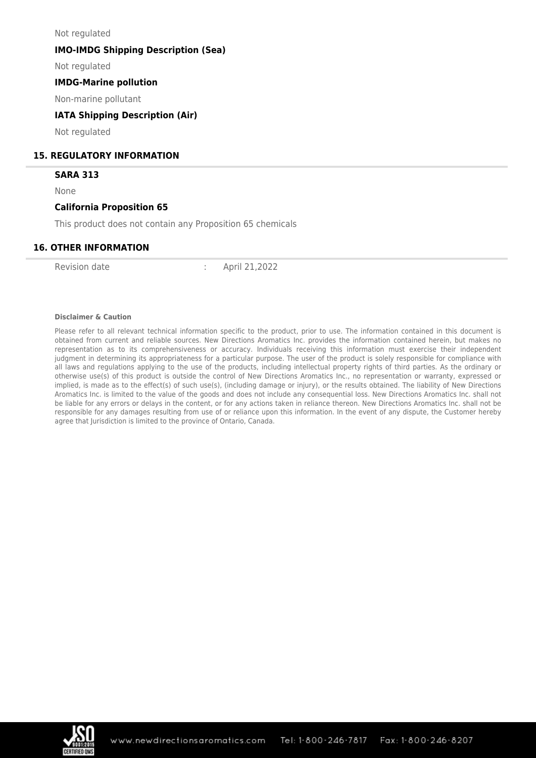Not regulated

**IMO-IMDG Shipping Description (Sea)**

Not regulated

**IMDG-Marine pollution**

Non-marine pollutant

**IATA Shipping Description (Air)**

Not regulated

## 15. REGULATORY INFORMATION

**SARA 313**

None

**California Proposition 65**

This product does not contain any Proposition 65 chemicals

## 16. OTHER INFORMATION

Revision date : April 21,2022

**Disclaimer & Caution**

Please refer to all relevant technical information specific to the product, prior to use. The information contained in this document is obtained from current and reliable sources. New Directions Aromatics Inc. provides the information contained herein, but makes no representation as to its comprehensiveness or accuracy. Individuals receiving this information must exercise their independent judgment in determining its appropriateness for a particular purpose. The user of the product is solely responsible for compliance with all laws and regulations applying to the use of the products, including intellectual property rights of third parties. As the ordinary or otherwise use(s) of this product is outside the control of New Directions Aromatics Inc., no representation or warranty, expressed or implied, is made as to the effect(s) of such use(s), (including damage or injury), or the results obtained. The liability of New Directions Aromatics Inc. is limited to the value of the goods and does not include any consequential loss. New Directions Aromatics Inc. shall not be liable for any errors or delays in the content, or for any actions taken in reliance thereon. New Directions Aromatics Inc. shall not be responsible for any damages resulting from use of or reliance upon this information. In the event of any dispute, the Customer hereby agree that Jurisdiction is limited to the province of Ontario, Canada.